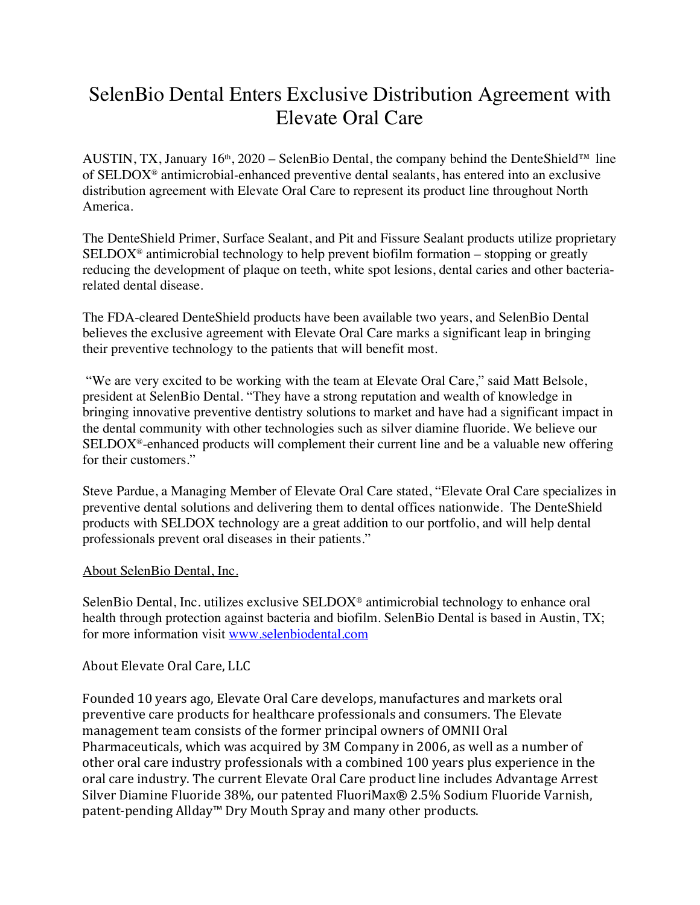# SelenBio Dental Enters Exclusive Distribution Agreement with Elevate Oral Care

AUSTIN, TX, January 16th, 2020 – SelenBio Dental, the company behind the DenteShield™ line of SELDOX® antimicrobial-enhanced preventive dental sealants, has entered into an exclusive distribution agreement with Elevate Oral Care to represent its product line throughout North America.

The DenteShield Primer, Surface Sealant, and Pit and Fissure Sealant products utilize proprietary SELDOX® antimicrobial technology to help prevent biofilm formation – stopping or greatly reducing the development of plaque on teeth, white spot lesions, dental caries and other bacteria-related dental disease.

The FDA-cleared DenteShield products have been available two years, and SelenBio Dental believes the exclusive agreement with Elevate Oral Care marks a significant leap in bringing their preventive technology to the patients that will benefit most.

"We are very excited to be working with the team at Elevate Oral Care," said Matt Belsole, president at SelenBio Dental. "They have a strong reputation and wealth of knowledge in bringing innovative preventive dentistry solutions to market and have had a significant impact in the dental community with other technologies such as silver diamine fluoride. We believe our SELDOX®-enhanced products will complement their current line and be a valuable new offering for their customers."

Steve Pardue, a Managing Member of Elevate Oral Care stated, "Elevate Oral Care specializes in preventive dental solutions and delivering them to dental offices nationwide. The DenteShield products with SELDOX technology are a great addition to our portfolio, and will help dental professionals prevent oral diseases in their patients."

## About SelenBio Dental, Inc.

SelenBio Dental, Inc. utilizes exclusive SELDOX® antimicrobial technology to enhance oral health through protection against bacteria and biofilm. SelenBio Dental is based in Austin, TX; for more information visit [www.selenbiodental.com](http://www.selenbiodental.com)

## About Elevate Oral Care, LLC

Founded 10 years ago, Elevate Oral Care develops, manufactures and markets oral preventive care products for healthcare professionals and consumers. The Elevate management team consists of the former principal owners of OMNII Oral Pharmaceuticals, which was acquired by 3M Company in 2006, as well as a number of other oral care industry professionals with a combined 100 years plus experience in the oral care industry. The current Elevate Oral Care product line includes Advantage Arrest Silver Diamine Fluoride 38%, our patented FluoriMax® 2.5% Sodium Fluoride Varnish, patent-pending Allday™ Dry Mouth Spray and many other products.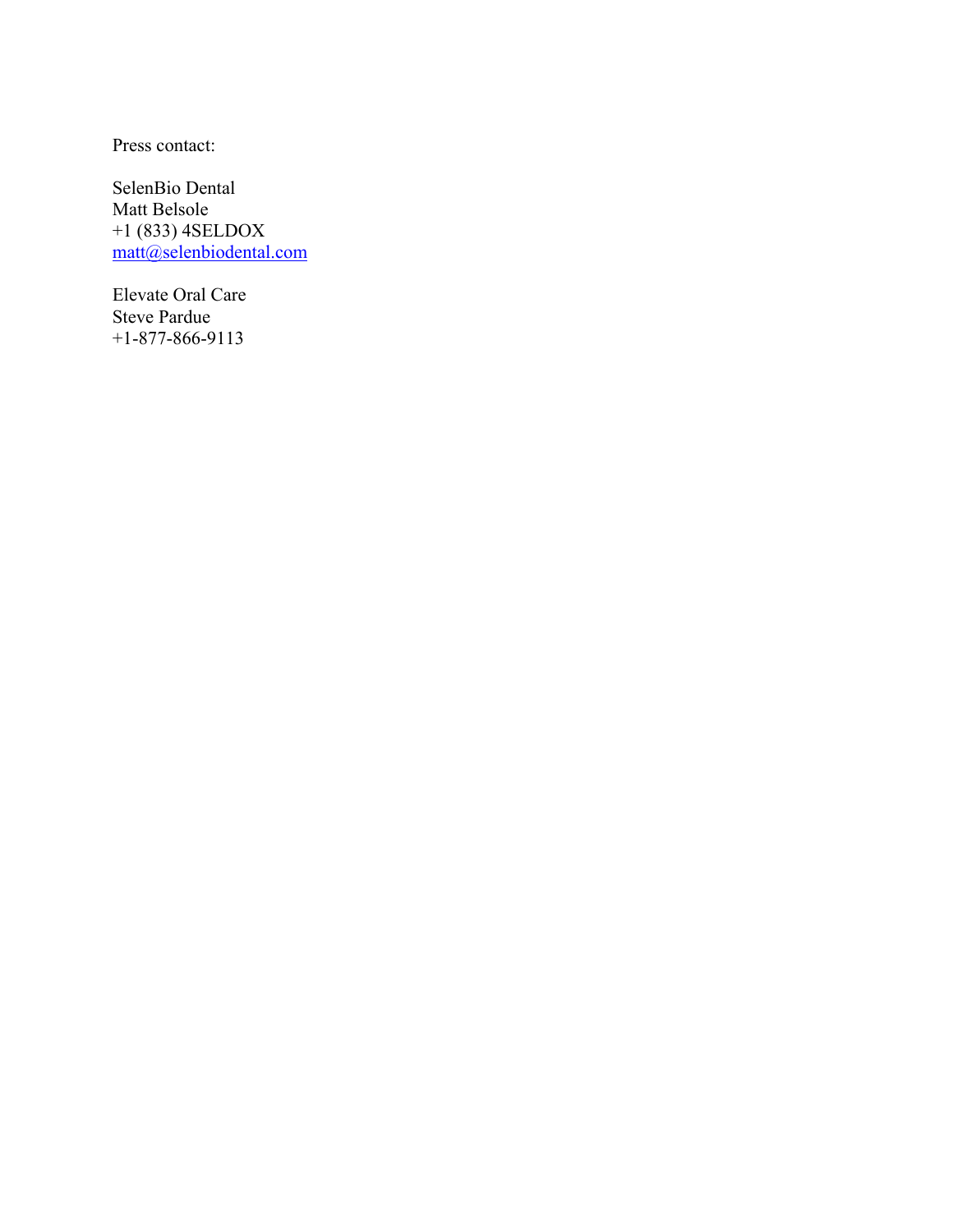Press contact:

SelenBio Dental
Matt Belsole
+1 (833) 4SELDOX
matt@selenbiodental.com

Elevate Oral Care
Steve Pardue
+1-877-866-9113